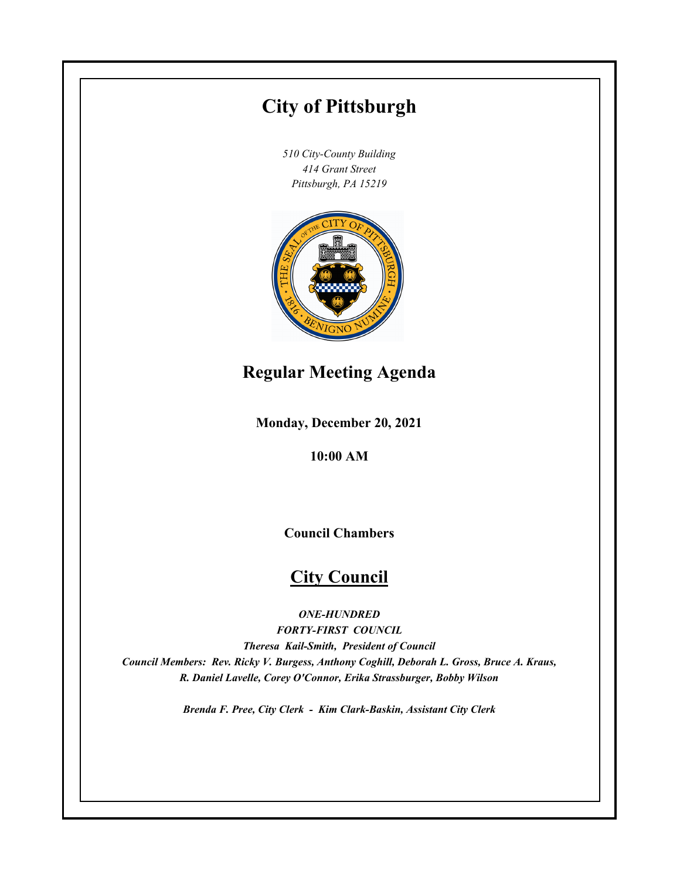# City of Pittsburgh

*510 City-County Building*
*414 Grant Street*
*Pittsburgh, PA 15219*

## Regular Meeting Agenda

**Monday, December 20, 2021**

**10:00 AM**

**Council Chambers**

## City Council

***ONE-HUNDRED***
***FORTY-FIRST COUNCIL***
***Theresa Kail-Smith, President of Council***
***Council Members: Rev. Ricky V. Burgess, Anthony Coghill, Deborah L. Gross, Bruce A. Kraus, R. Daniel Lavelle, Corey O'Connor, Erika Strassburger, Bobby Wilson***

***Brenda F. Pree, City Clerk - Kim Clark-Baskin, Assistant City Clerk***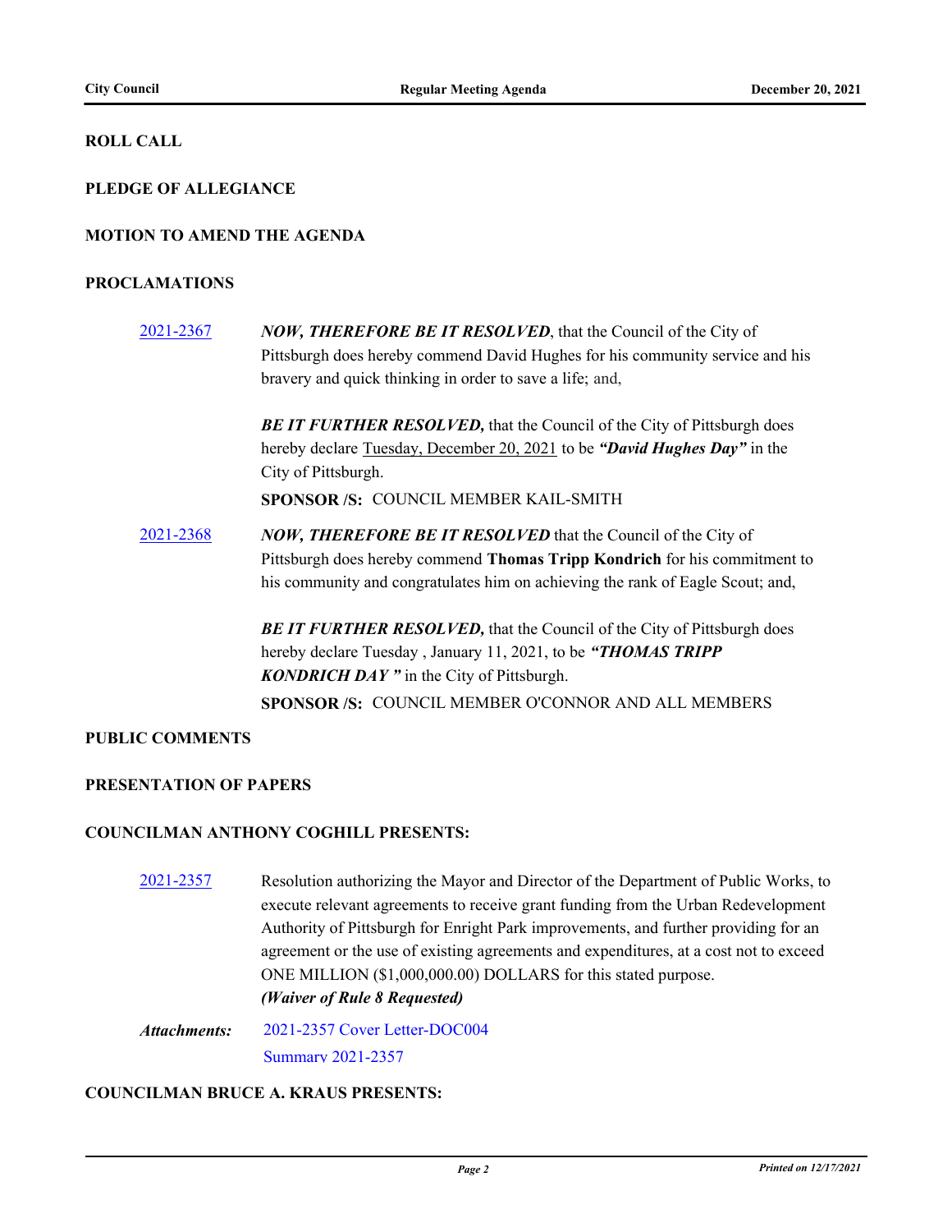**ROLL CALL**

**PLEDGE OF ALLEGIANCE**

**MOTION TO AMEND THE AGENDA**

**PROCLAMATIONS**

2021-2367 ***NOW, THEREFORE BE IT RESOLVED***, that the Council of the City of Pittsburgh does hereby commend David Hughes for his community service and his bravery and quick thinking in order to save a life; and,

***BE IT FURTHER RESOLVED,*** that the Council of the City of Pittsburgh does hereby declare Tuesday, December 20, 2021 to be ***"David Hughes Day"*** in the City of Pittsburgh.

**SPONSOR /S:** COUNCIL MEMBER KAIL-SMITH

2021-2368 ***NOW, THEREFORE BE IT RESOLVED*** that the Council of the City of Pittsburgh does hereby commend **Thomas Tripp Kondrich** for his commitment to his community and congratulates him on achieving the rank of Eagle Scout; and,

***BE IT FURTHER RESOLVED,*** that the Council of the City of Pittsburgh does hereby declare Tuesday , January 11, 2021, to be ***"THOMAS TRIPP KONDRICH DAY "*** in the City of Pittsburgh.

**SPONSOR /S:** COUNCIL MEMBER O'CONNOR AND ALL MEMBERS

**PUBLIC COMMENTS**

**PRESENTATION OF PAPERS**

**COUNCILMAN ANTHONY COGHILL PRESENTS:**

2021-2357 Resolution authorizing the Mayor and Director of the Department of Public Works, to execute relevant agreements to receive grant funding from the Urban Redevelopment Authority of Pittsburgh for Enright Park improvements, and further providing for an agreement or the use of existing agreements and expenditures, at a cost not to exceed ONE MILLION ($1,000,000.00) DOLLARS for this stated purpose.
***(Waiver of Rule 8 Requested)***

***Attachments:*** 2021-2357 Cover Letter-DOC004
Summary 2021-2357

**COUNCILMAN BRUCE A. KRAUS PRESENTS:**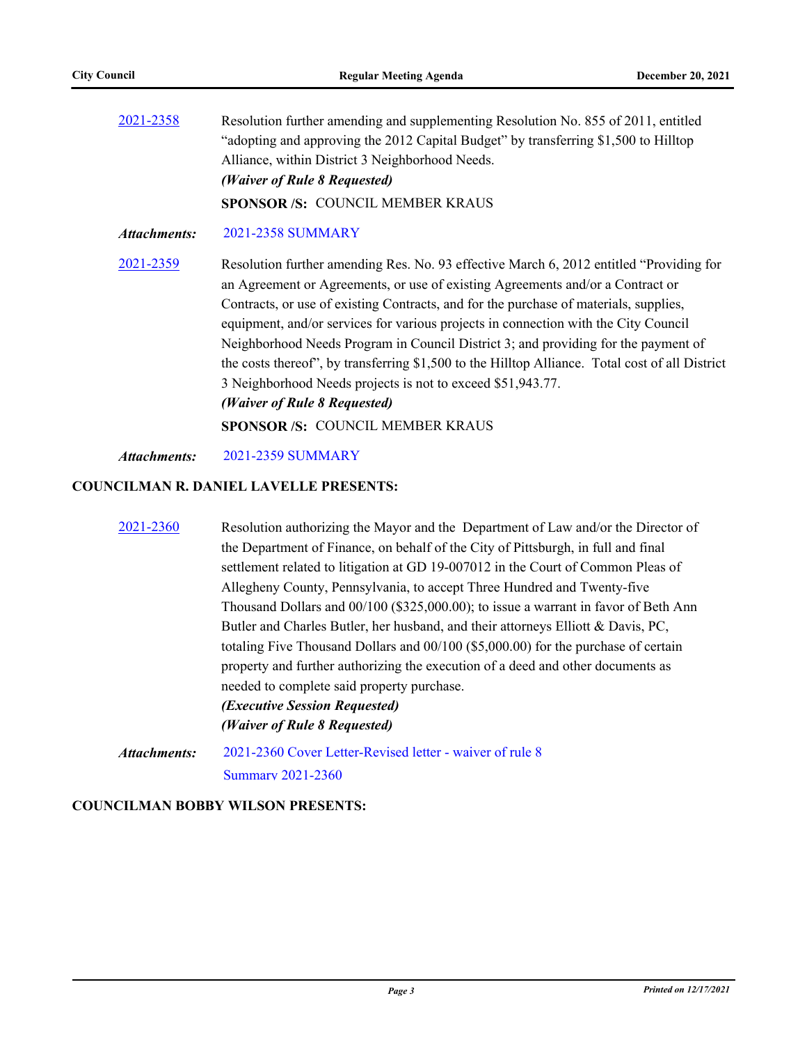[2021-2358](#) Resolution further amending and supplementing Resolution No. 855 of 2011, entitled "adopting and approving the 2012 Capital Budget" by transferring $1,500 to Hilltop Alliance, within District 3 Neighborhood Needs.

***(Waiver of Rule 8 Requested)***

**SPONSOR /S:** COUNCIL MEMBER KRAUS

***Attachments:*** [2021-2358 SUMMARY](#)

[2021-2359](#) Resolution further amending Res. No. 93 effective March 6, 2012 entitled "Providing for an Agreement or Agreements, or use of existing Agreements and/or a Contract or Contracts, or use of existing Contracts, and for the purchase of materials, supplies, equipment, and/or services for various projects in connection with the City Council Neighborhood Needs Program in Council District 3; and providing for the payment of the costs thereof", by transferring $1,500 to the Hilltop Alliance. Total cost of all District 3 Neighborhood Needs projects is not to exceed $51,943.77.

***(Waiver of Rule 8 Requested)***

**SPONSOR /S:** COUNCIL MEMBER KRAUS

***Attachments:*** [2021-2359 SUMMARY](#)

**COUNCILMAN R. DANIEL LAVELLE PRESENTS:**

[2021-2360](#) Resolution authorizing the Mayor and the Department of Law and/or the Director of the Department of Finance, on behalf of the City of Pittsburgh, in full and final settlement related to litigation at GD 19-007012 in the Court of Common Pleas of Allegheny County, Pennsylvania, to accept Three Hundred and Twenty-five Thousand Dollars and 00/100 ($325,000.00); to issue a warrant in favor of Beth Ann Butler and Charles Butler, her husband, and their attorneys Elliott & Davis, PC, totaling Five Thousand Dollars and 00/100 ($5,000.00) for the purchase of certain property and further authorizing the execution of a deed and other documents as needed to complete said property purchase.

***(Executive Session Requested)***

***(Waiver of Rule 8 Requested)***

***Attachments:*** [2021-2360 Cover Letter-Revised letter - waiver of rule 8](#)
[Summary 2021-2360](#)

**COUNCILMAN BOBBY WILSON PRESENTS:**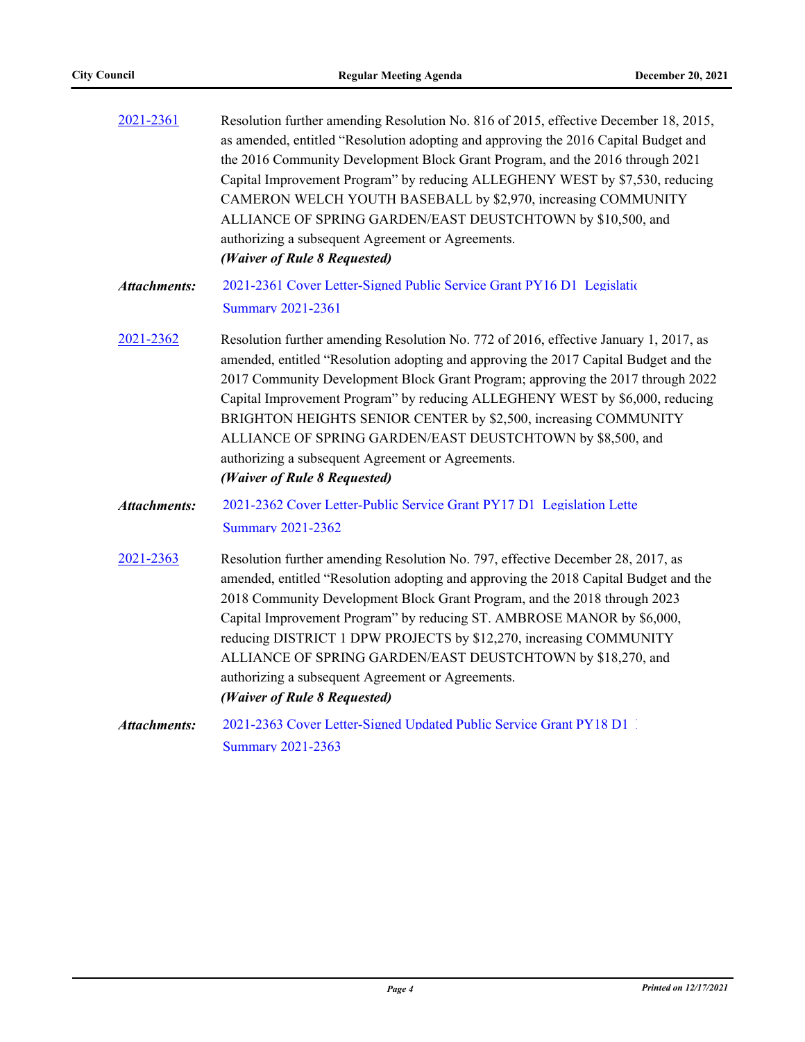2021-2361 Resolution further amending Resolution No. 816 of 2015, effective December 18, 2015, as amended, entitled “Resolution adopting and approving the 2016 Capital Budget and the 2016 Community Development Block Grant Program, and the 2016 through 2021 Capital Improvement Program” by reducing ALLEGHENY WEST by $7,530, reducing CAMERON WELCH YOUTH BASEBALL by $2,970, increasing COMMUNITY ALLIANCE OF SPRING GARDEN/EAST DEUSTCHTOWN by $10,500, and authorizing a subsequent Agreement or Agreements.
***(Waiver of Rule 8 Requested)***

***Attachments:*** 2021-2361 Cover Letter-Signed Public Service Grant PY16 D1 Legislatio
Summary 2021-2361

2021-2362 Resolution further amending Resolution No. 772 of 2016, effective January 1, 2017, as amended, entitled “Resolution adopting and approving the 2017 Capital Budget and the 2017 Community Development Block Grant Program; approving the 2017 through 2022 Capital Improvement Program” by reducing ALLEGHENY WEST by $6,000, reducing BRIGHTON HEIGHTS SENIOR CENTER by $2,500, increasing COMMUNITY ALLIANCE OF SPRING GARDEN/EAST DEUSTCHTOWN by $8,500, and authorizing a subsequent Agreement or Agreements.
***(Waiver of Rule 8 Requested)***

***Attachments:*** 2021-2362 Cover Letter-Public Service Grant PY17 D1 Legislation Lette
Summary 2021-2362

2021-2363 Resolution further amending Resolution No. 797, effective December 28, 2017, as amended, entitled “Resolution adopting and approving the 2018 Capital Budget and the 2018 Community Development Block Grant Program, and the 2018 through 2023 Capital Improvement Program” by reducing ST. AMBROSE MANOR by $6,000, reducing DISTRICT 1 DPW PROJECTS by $12,270, increasing COMMUNITY ALLIANCE OF SPRING GARDEN/EAST DEUSTCHTOWN by $18,270, and authorizing a subsequent Agreement or Agreements.
***(Waiver of Rule 8 Requested)***

***Attachments:*** 2021-2363 Cover Letter-Signed Updated Public Service Grant PY18 D1
Summary 2021-2363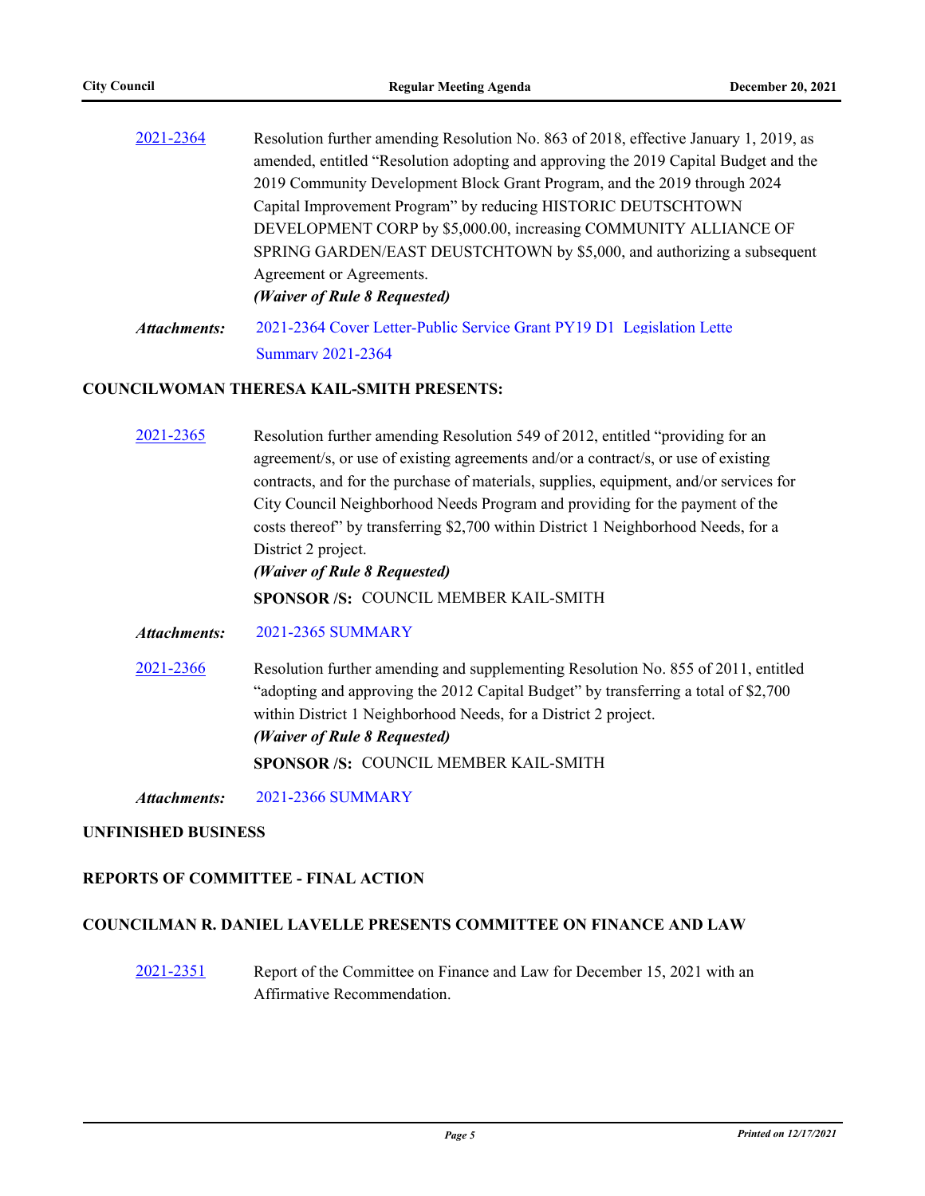[2021-2364](#) Resolution further amending Resolution No. 863 of 2018, effective January 1, 2019, as amended, entitled "Resolution adopting and approving the 2019 Capital Budget and the 2019 Community Development Block Grant Program, and the 2019 through 2024 Capital Improvement Program" by reducing HISTORIC DEUTSCHTOWN DEVELOPMENT CORP by $5,000.00, increasing COMMUNITY ALLIANCE OF SPRING GARDEN/EAST DEUSTCHTOWN by $5,000, and authorizing a subsequent Agreement or Agreements.

***(Waiver of Rule 8 Requested)***

***Attachments:*** [2021-2364 Cover Letter-Public Service Grant PY19 D1](#) [Legislation Lette](#)
[Summary 2021-2364](#)

## COUNCILWOMAN THERESA KAIL-SMITH PRESENTS:

[2021-2365](#) Resolution further amending Resolution 549 of 2012, entitled "providing for an agreement/s, or use of existing agreements and/or a contract/s, or use of existing contracts, and for the purchase of materials, supplies, equipment, and/or services for City Council Neighborhood Needs Program and providing for the payment of the costs thereof" by transferring $2,700 within District 1 Neighborhood Needs, for a District 2 project.

***(Waiver of Rule 8 Requested)***

**SPONSOR /S:** COUNCIL MEMBER KAIL-SMITH

***Attachments:*** [2021-2365 SUMMARY](#)

[2021-2366](#) Resolution further amending and supplementing Resolution No. 855 of 2011, entitled "adopting and approving the 2012 Capital Budget" by transferring a total of $2,700 within District 1 Neighborhood Needs, for a District 2 project.

***(Waiver of Rule 8 Requested)***

**SPONSOR /S:** COUNCIL MEMBER KAIL-SMITH

***Attachments:*** [2021-2366 SUMMARY](#)

## UNFINISHED BUSINESS

## REPORTS OF COMMITTEE - FINAL ACTION

## COUNCILMAN R. DANIEL LAVELLE PRESENTS COMMITTEE ON FINANCE AND LAW

[2021-2351](#) Report of the Committee on Finance and Law for December 15, 2021 with an Affirmative Recommendation.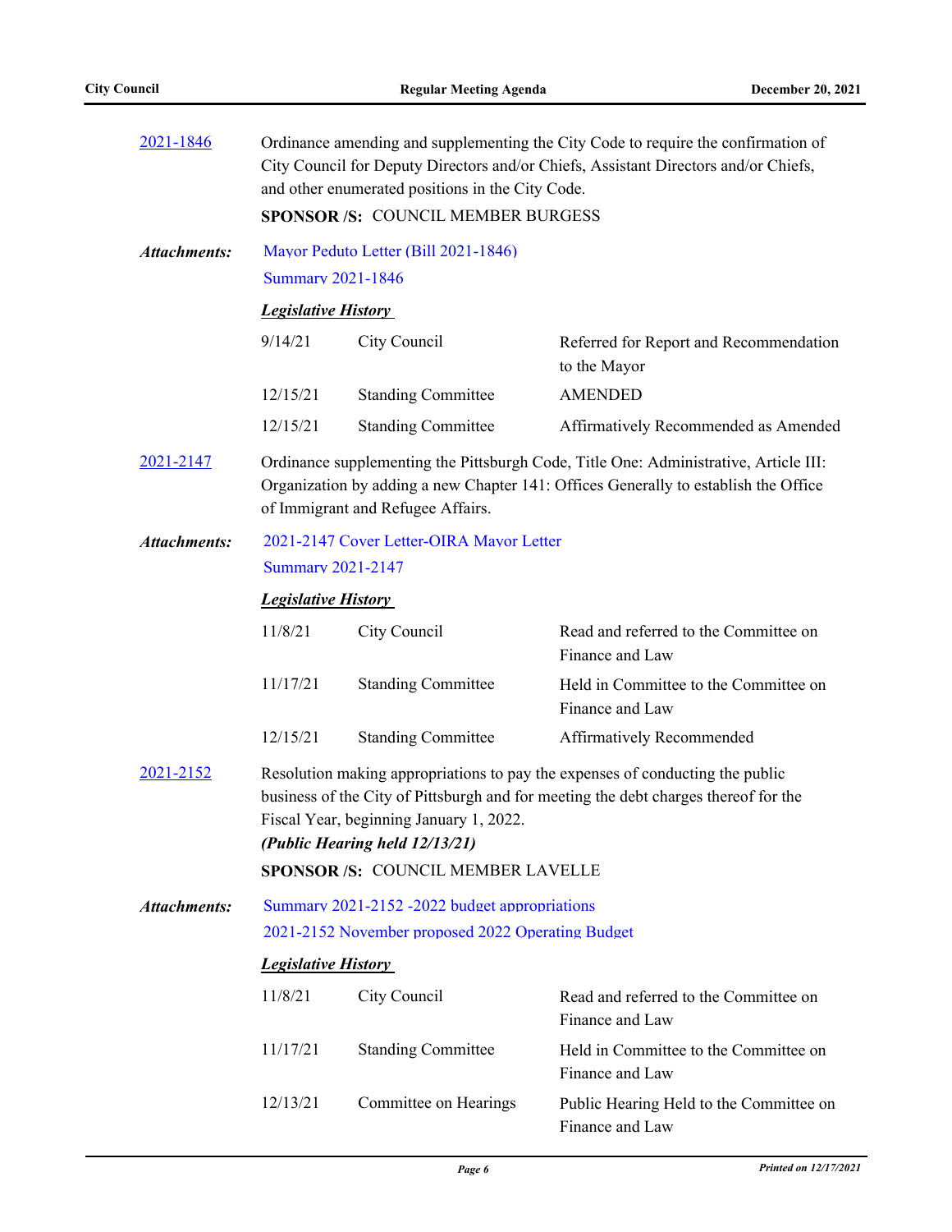[2021-1846](#)

Ordinance amending and supplementing the City Code to require the confirmation of City Council for Deputy Directors and/or Chiefs, Assistant Directors and/or Chiefs, and other enumerated positions in the City Code.

**SPONSOR /S:** COUNCIL MEMBER BURGESS

***Attachments:*** Mayor Peduto Letter (Bill 2021-1846)
Summary 2021-1846

***Legislative History***

| | | |
|---|---|---|
| 9/14/21 | City Council | Referred for Report and Recommendation to the Mayor |
| 12/15/21 | Standing Committee | AMENDED |
| 12/15/21 | Standing Committee | Affirmatively Recommended as Amended |

[2021-2147](#)

Ordinance supplementing the Pittsburgh Code, Title One: Administrative, Article III: Organization by adding a new Chapter 141: Offices Generally to establish the Office of Immigrant and Refugee Affairs.

***Attachments:*** 2021-2147 Cover Letter-OIRA Mayor Letter
Summary 2021-2147

***Legislative History***

| | | |
|---|---|---|
| 11/8/21 | City Council | Read and referred to the Committee on Finance and Law |
| 11/17/21 | Standing Committee | Held in Committee to the Committee on Finance and Law |
| 12/15/21 | Standing Committee | Affirmatively Recommended |

[2021-2152](#)

Resolution making appropriations to pay the expenses of conducting the public business of the City of Pittsburgh and for meeting the debt charges thereof for the Fiscal Year, beginning January 1, 2022.

***(Public Hearing held 12/13/21)***

**SPONSOR /S:** COUNCIL MEMBER LAVELLE

***Attachments:*** Summary 2021-2152 -2022 budget appropriations
2021-2152 November proposed 2022 Operating Budget

***Legislative History***

| | | |
|---|---|---|
| 11/8/21 | City Council | Read and referred to the Committee on Finance and Law |
| 11/17/21 | Standing Committee | Held in Committee to the Committee on Finance and Law |
| 12/13/21 | Committee on Hearings | Public Hearing Held to the Committee on Finance and Law |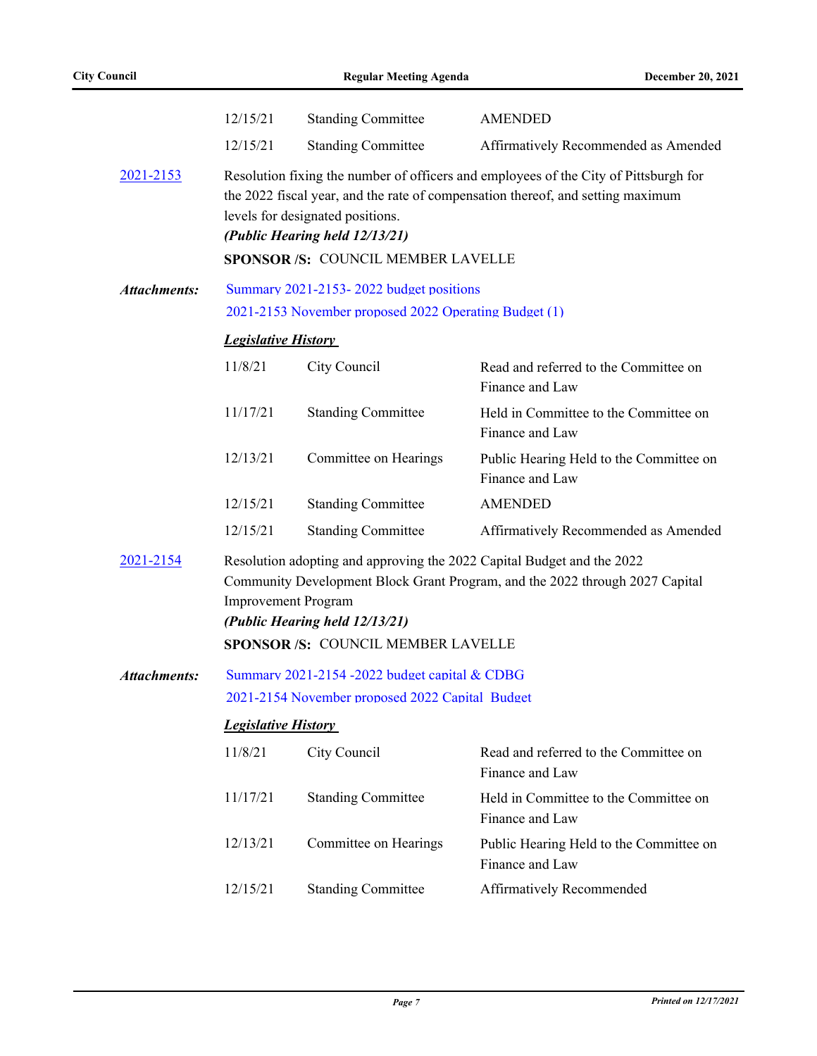| | | |
|---|---|---|
| 12/15/21 | Standing Committee | AMENDED |
| 12/15/21 | Standing Committee | Affirmatively Recommended as Amended |

**2021-2153** Resolution fixing the number of officers and employees of the City of Pittsburgh for the 2022 fiscal year, and the rate of compensation thereof, and setting maximum levels for designated positions.

***(Public Hearing held 12/13/21)***

**SPONSOR /S:** COUNCIL MEMBER LAVELLE

***Attachments:*** Summary 2021-2153- 2022 budget positions
2021-2153 November proposed 2022 Operating Budget (1)

***Legislative History***

| | | |
|---|---|---|
| 11/8/21 | City Council | Read and referred to the Committee on Finance and Law |
| 11/17/21 | Standing Committee | Held in Committee to the Committee on Finance and Law |
| 12/13/21 | Committee on Hearings | Public Hearing Held to the Committee on Finance and Law |
| 12/15/21 | Standing Committee | AMENDED |
| 12/15/21 | Standing Committee | Affirmatively Recommended as Amended |

**2021-2154** Resolution adopting and approving the 2022 Capital Budget and the 2022 Community Development Block Grant Program, and the 2022 through 2027 Capital Improvement Program

***(Public Hearing held 12/13/21)***

**SPONSOR /S:** COUNCIL MEMBER LAVELLE

***Attachments:*** Summary 2021-2154 -2022 budget capital & CDBG
2021-2154 November proposed 2022 Capital Budget

***Legislative History***

| | | |
|---|---|---|
| 11/8/21 | City Council | Read and referred to the Committee on Finance and Law |
| 11/17/21 | Standing Committee | Held in Committee to the Committee on Finance and Law |
| 12/13/21 | Committee on Hearings | Public Hearing Held to the Committee on Finance and Law |
| 12/15/21 | Standing Committee | Affirmatively Recommended |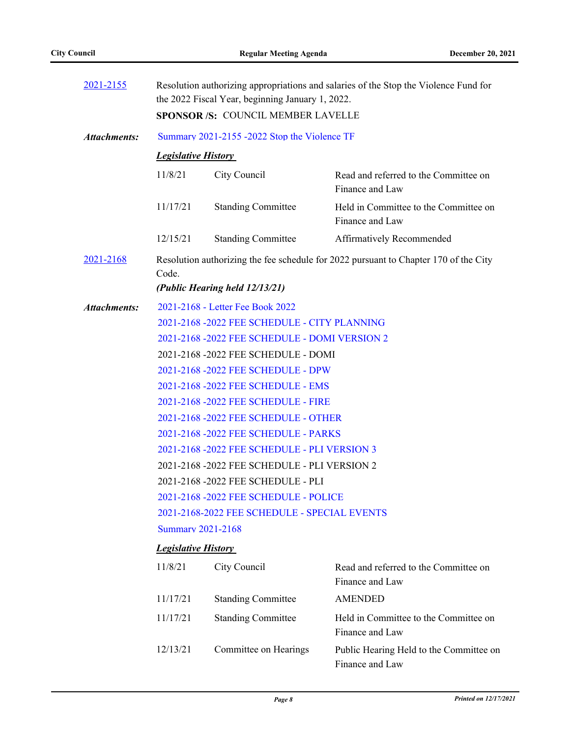**2021-2155** Resolution authorizing appropriations and salaries of the Stop the Violence Fund for the 2022 Fiscal Year, beginning January 1, 2022.

**SPONSOR /S:** COUNCIL MEMBER LAVELLE

***Attachments:*** Summary 2021-2155 -2022 Stop the Violence TF

***Legislative History***

| | | |
|---|---|---|
| 11/8/21 | City Council | Read and referred to the Committee on Finance and Law |
| 11/17/21 | Standing Committee | Held in Committee to the Committee on Finance and Law |
| 12/15/21 | Standing Committee | Affirmatively Recommended |

**2021-2168** Resolution authorizing the fee schedule for 2022 pursuant to Chapter 170 of the City Code.

***(Public Hearing held 12/13/21)***

***Attachments:***

2021-2168 - Letter Fee Book 2022
2021-2168 -2022 FEE SCHEDULE - CITY PLANNING
2021-2168 -2022 FEE SCHEDULE - DOMI VERSION 2
2021-2168 -2022 FEE SCHEDULE - DOMI
2021-2168 -2022 FEE SCHEDULE - DPW
2021-2168 -2022 FEE SCHEDULE - EMS
2021-2168 -2022 FEE SCHEDULE - FIRE
2021-2168 -2022 FEE SCHEDULE - OTHER
2021-2168 -2022 FEE SCHEDULE - PARKS
2021-2168 -2022 FEE SCHEDULE - PLI VERSION 3
2021-2168 -2022 FEE SCHEDULE - PLI VERSION 2
2021-2168 -2022 FEE SCHEDULE - PLI
2021-2168 -2022 FEE SCHEDULE - POLICE
2021-2168-2022 FEE SCHEDULE - SPECIAL EVENTS
Summary 2021-2168

***Legislative History***

| | | |
|---|---|---|
| 11/8/21 | City Council | Read and referred to the Committee on Finance and Law |
| 11/17/21 | Standing Committee | AMENDED |
| 11/17/21 | Standing Committee | Held in Committee to the Committee on Finance and Law |
| 12/13/21 | Committee on Hearings | Public Hearing Held to the Committee on Finance and Law |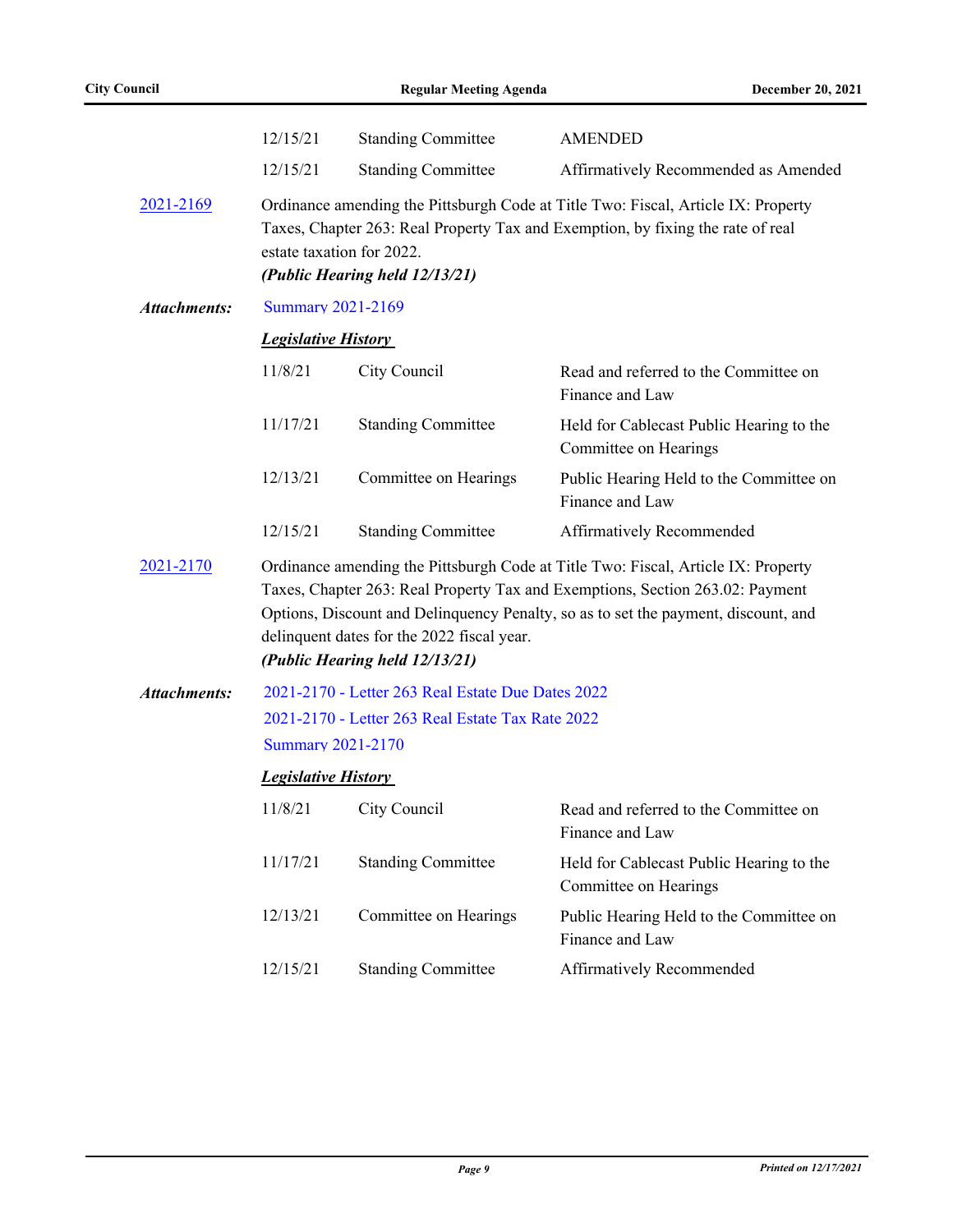| | | |
|---|---|---|
| 12/15/21 | Standing Committee | AMENDED |
| 12/15/21 | Standing Committee | Affirmatively Recommended as Amended |

**2021-2169** Ordinance amending the Pittsburgh Code at Title Two: Fiscal, Article IX: Property Taxes, Chapter 263: Real Property Tax and Exemption, by fixing the rate of real estate taxation for 2022.
***(Public Hearing held 12/13/21)***

***Attachments:*** Summary 2021-2169

***Legislative History***

| | | |
|---|---|---|
| 11/8/21 | City Council | Read and referred to the Committee on Finance and Law |
| 11/17/21 | Standing Committee | Held for Cablecast Public Hearing to the Committee on Hearings |
| 12/13/21 | Committee on Hearings | Public Hearing Held to the Committee on Finance and Law |
| 12/15/21 | Standing Committee | Affirmatively Recommended |

**2021-2170** Ordinance amending the Pittsburgh Code at Title Two: Fiscal, Article IX: Property Taxes, Chapter 263: Real Property Tax and Exemptions, Section 263.02: Payment Options, Discount and Delinquency Penalty, so as to set the payment, discount, and delinquent dates for the 2022 fiscal year.
***(Public Hearing held 12/13/21)***

***Attachments:*** 2021-2170 - Letter 263 Real Estate Due Dates 2022
2021-2170 - Letter 263 Real Estate Tax Rate 2022
Summary 2021-2170

***Legislative History***

| | | |
|---|---|---|
| 11/8/21 | City Council | Read and referred to the Committee on Finance and Law |
| 11/17/21 | Standing Committee | Held for Cablecast Public Hearing to the Committee on Hearings |
| 12/13/21 | Committee on Hearings | Public Hearing Held to the Committee on Finance and Law |
| 12/15/21 | Standing Committee | Affirmatively Recommended |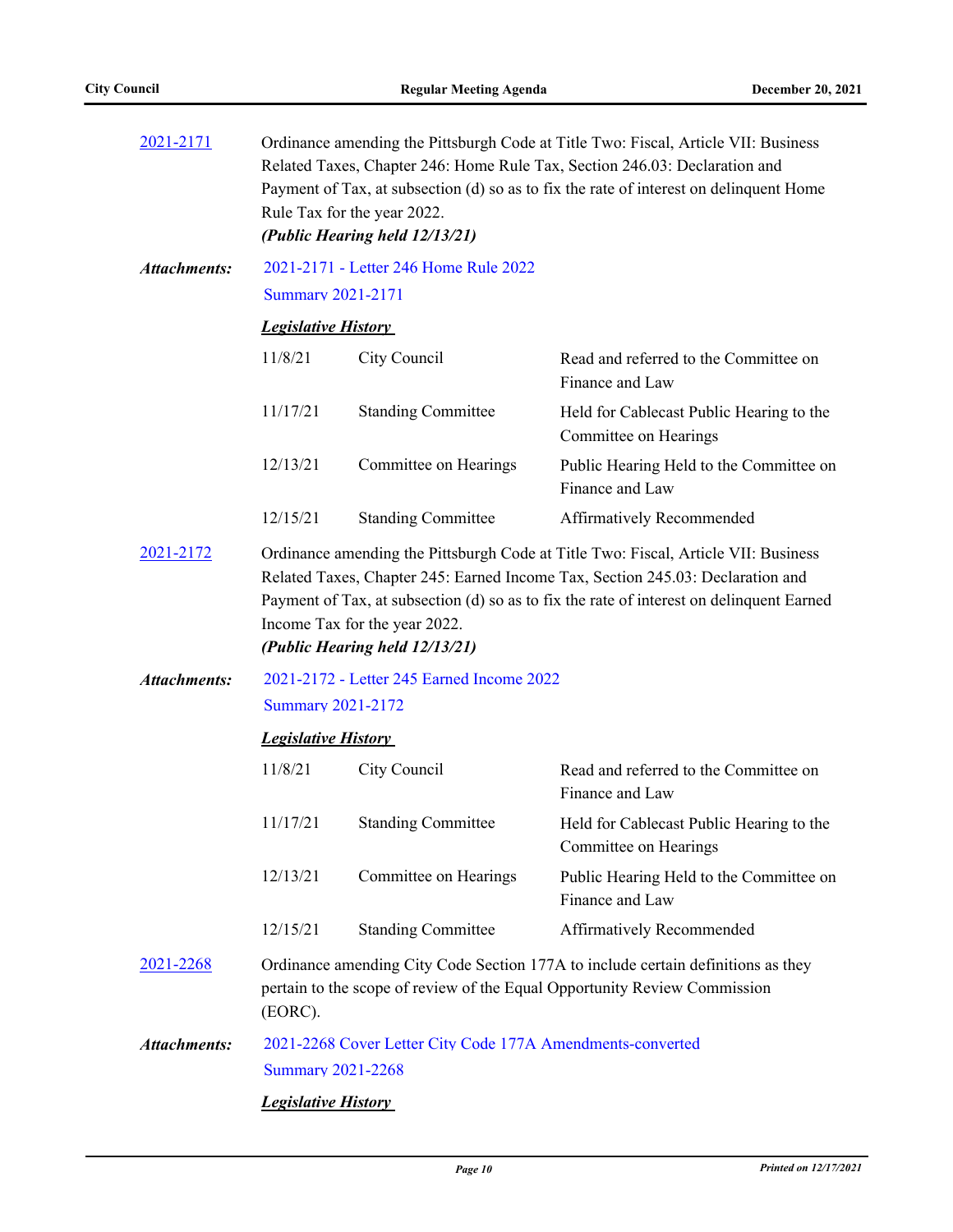[2021-2171](#)

Ordinance amending the Pittsburgh Code at Title Two: Fiscal, Article VII: Business Related Taxes, Chapter 246: Home Rule Tax, Section 246.03: Declaration and Payment of Tax, at subsection (d) so as to fix the rate of interest on delinquent Home Rule Tax for the year 2022.
***(Public Hearing held 12/13/21)***

***Attachments:*** 2021-2171 - Letter 246 Home Rule 2022
Summary 2021-2171

***Legislative History***

| | | |
|---|---|---|
| 11/8/21 | City Council | Read and referred to the Committee on Finance and Law |
| 11/17/21 | Standing Committee | Held for Cablecast Public Hearing to the Committee on Hearings |
| 12/13/21 | Committee on Hearings | Public Hearing Held to the Committee on Finance and Law |
| 12/15/21 | Standing Committee | Affirmatively Recommended |

[2021-2172](#)

Ordinance amending the Pittsburgh Code at Title Two: Fiscal, Article VII: Business Related Taxes, Chapter 245: Earned Income Tax, Section 245.03: Declaration and Payment of Tax, at subsection (d) so as to fix the rate of interest on delinquent Earned Income Tax for the year 2022.
***(Public Hearing held 12/13/21)***

***Attachments:*** 2021-2172 - Letter 245 Earned Income 2022
Summary 2021-2172

***Legislative History***

| | | |
|---|---|---|
| 11/8/21 | City Council | Read and referred to the Committee on Finance and Law |
| 11/17/21 | Standing Committee | Held for Cablecast Public Hearing to the Committee on Hearings |
| 12/13/21 | Committee on Hearings | Public Hearing Held to the Committee on Finance and Law |
| 12/15/21 | Standing Committee | Affirmatively Recommended |

[2021-2268](#)

Ordinance amending City Code Section 177A to include certain definitions as they pertain to the scope of review of the Equal Opportunity Review Commission (EORC).

***Attachments:*** 2021-2268 Cover Letter City Code 177A Amendments-converted
Summary 2021-2268

***Legislative History***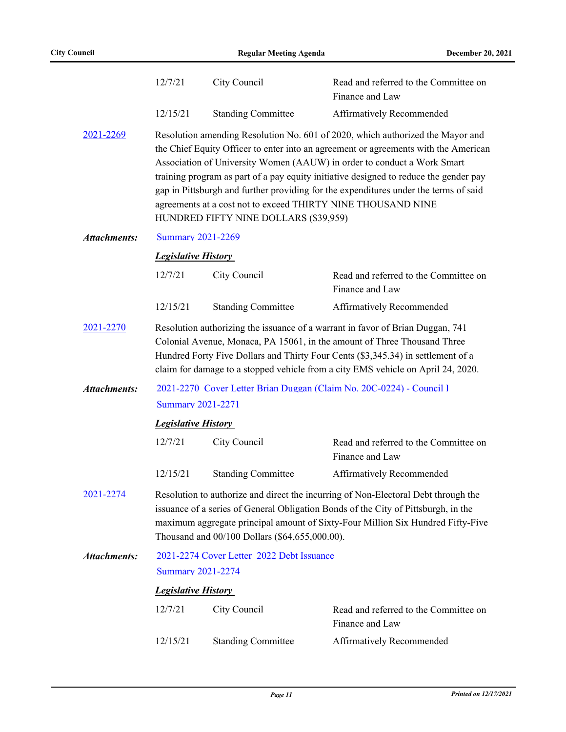| | | |
|---|---|---|
| 12/7/21 | City Council | Read and referred to the Committee on Finance and Law |
| 12/15/21 | Standing Committee | Affirmatively Recommended |

**2021-2269** Resolution amending Resolution No. 601 of 2020, which authorized the Mayor and the Chief Equity Officer to enter into an agreement or agreements with the American Association of University Women (AAUW) in order to conduct a Work Smart training program as part of a pay equity initiative designed to reduce the gender pay gap in Pittsburgh and further providing for the expenditures under the terms of said agreements at a cost not to exceed THIRTY NINE THOUSAND NINE HUNDRED FIFTY NINE DOLLARS ($39,959)

***Attachments:*** Summary 2021-2269

***Legislative History***

| | | |
|---|---|---|
| 12/7/21 | City Council | Read and referred to the Committee on Finance and Law |
| 12/15/21 | Standing Committee | Affirmatively Recommended |

**2021-2270** Resolution authorizing the issuance of a warrant in favor of Brian Duggan, 741 Colonial Avenue, Monaca, PA 15061, in the amount of Three Thousand Three Hundred Forty Five Dollars and Thirty Four Cents ($3,345.34) in settlement of a claim for damage to a stopped vehicle from a city EMS vehicle on April 24, 2020.

***Attachments:*** 2021-2270 Cover Letter Brian Duggan (Claim No. 20C-0224) - Council I
Summary 2021-2271

***Legislative History***

| | | |
|---|---|---|
| 12/7/21 | City Council | Read and referred to the Committee on Finance and Law |
| 12/15/21 | Standing Committee | Affirmatively Recommended |

**2021-2274** Resolution to authorize and direct the incurring of Non-Electoral Debt through the issuance of a series of General Obligation Bonds of the City of Pittsburgh, in the maximum aggregate principal amount of Sixty-Four Million Six Hundred Fifty-Five Thousand and 00/100 Dollars ($64,655,000.00).

***Attachments:*** 2021-2274 Cover Letter 2022 Debt Issuance
Summary 2021-2274

***Legislative History***

| | | |
|---|---|---|
| 12/7/21 | City Council | Read and referred to the Committee on Finance and Law |
| 12/15/21 | Standing Committee | Affirmatively Recommended |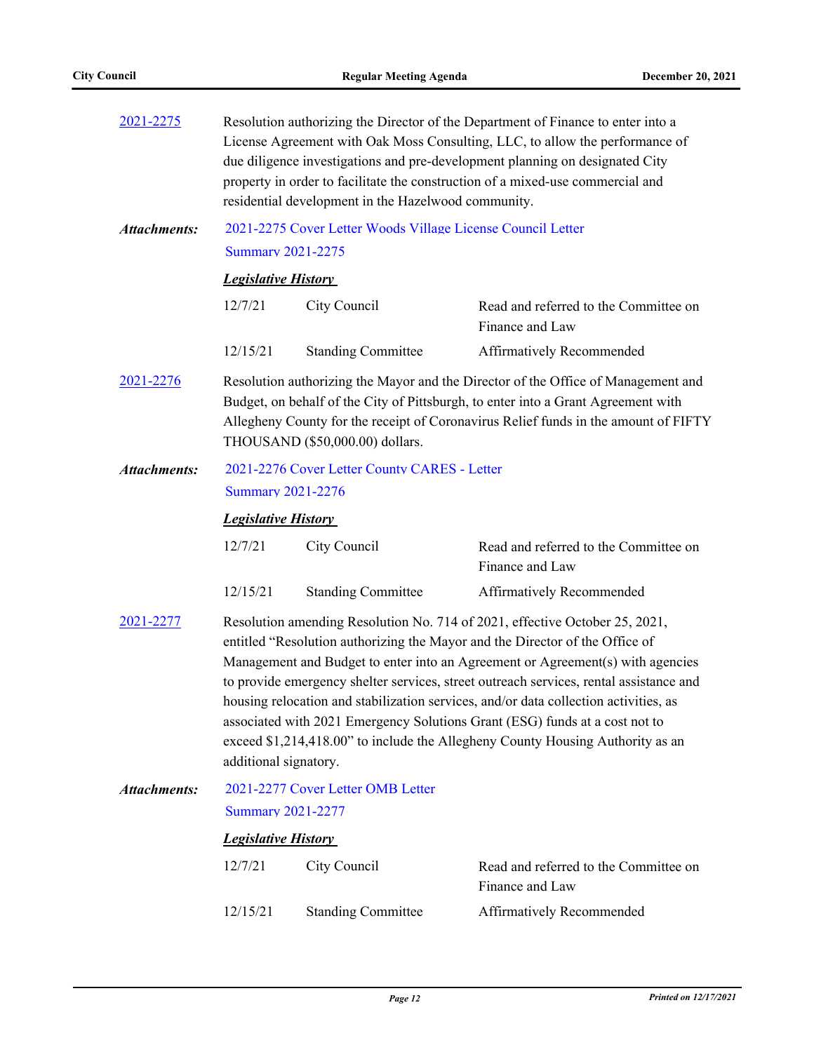**2021-2275** Resolution authorizing the Director of the Department of Finance to enter into a License Agreement with Oak Moss Consulting, LLC, to allow the performance of due diligence investigations and pre-development planning on designated City property in order to facilitate the construction of a mixed-use commercial and residential development in the Hazelwood community.

***Attachments:*** 2021-2275 Cover Letter Woods Village License Council Letter
Summary 2021-2275

***Legislative History***

| | | |
|---|---|---|
| 12/7/21 | City Council | Read and referred to the Committee on Finance and Law |
| 12/15/21 | Standing Committee | Affirmatively Recommended |

**2021-2276** Resolution authorizing the Mayor and the Director of the Office of Management and Budget, on behalf of the City of Pittsburgh, to enter into a Grant Agreement with Allegheny County for the receipt of Coronavirus Relief funds in the amount of FIFTY THOUSAND ($50,000.00) dollars.

***Attachments:*** 2021-2276 Cover Letter County CARES - Letter
Summary 2021-2276

***Legislative History***

| | | |
|---|---|---|
| 12/7/21 | City Council | Read and referred to the Committee on Finance and Law |
| 12/15/21 | Standing Committee | Affirmatively Recommended |

**2021-2277** Resolution amending Resolution No. 714 of 2021, effective October 25, 2021, entitled "Resolution authorizing the Mayor and the Director of the Office of Management and Budget to enter into an Agreement or Agreement(s) with agencies to provide emergency shelter services, street outreach services, rental assistance and housing relocation and stabilization services, and/or data collection activities, as associated with 2021 Emergency Solutions Grant (ESG) funds at a cost not to exceed $1,214,418.00" to include the Allegheny County Housing Authority as an additional signatory.

***Attachments:*** 2021-2277 Cover Letter OMB Letter
Summary 2021-2277

***Legislative History***

| | | |
|---|---|---|
| 12/7/21 | City Council | Read and referred to the Committee on Finance and Law |
| 12/15/21 | Standing Committee | Affirmatively Recommended |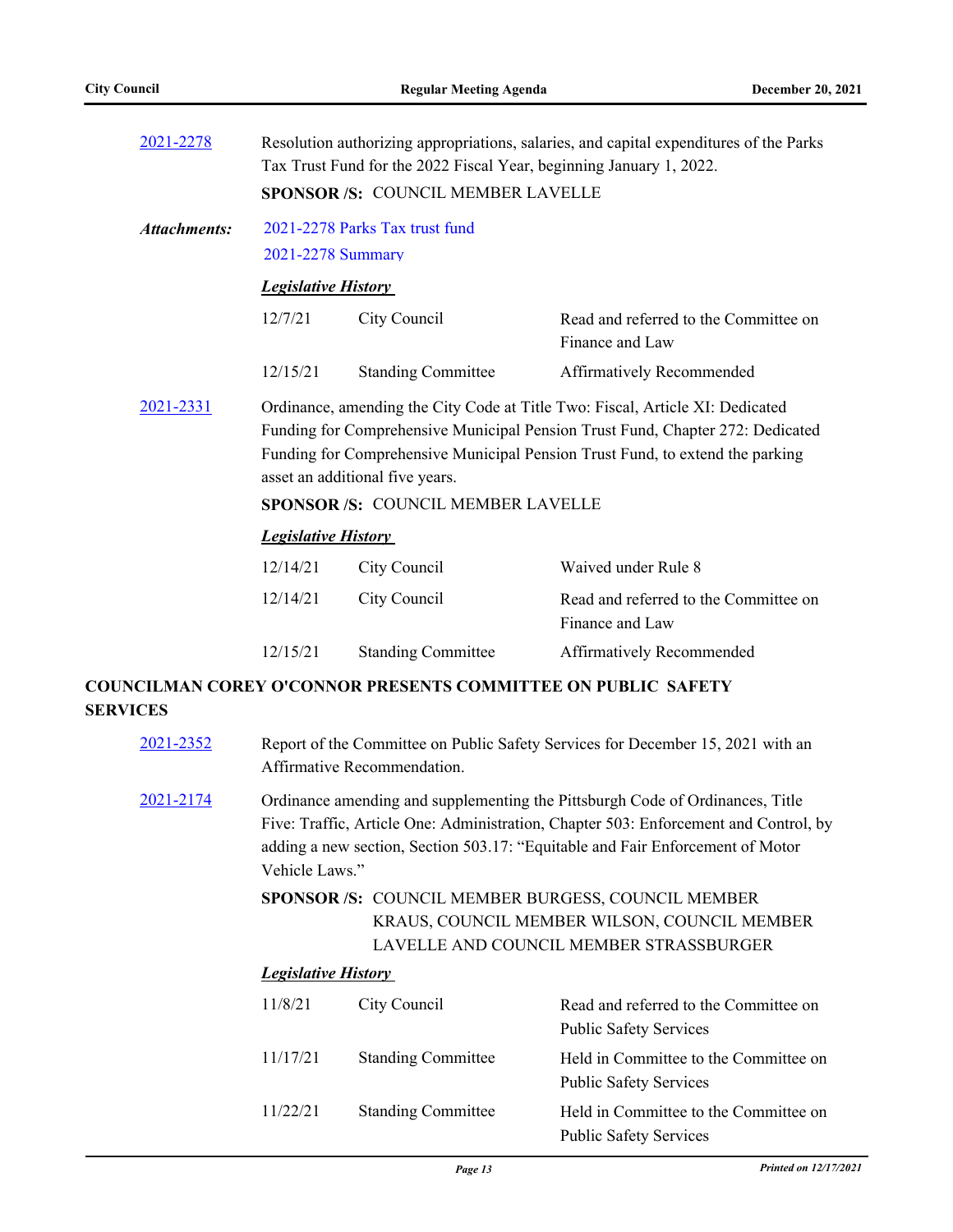**2021-2278** Resolution authorizing appropriations, salaries, and capital expenditures of the Parks Tax Trust Fund for the 2022 Fiscal Year, beginning January 1, 2022.

**SPONSOR /S:** COUNCIL MEMBER LAVELLE

***Attachments:*** 2021-2278 Parks Tax trust fund
2021-2278 Summary

***Legislative History***

| | | |
|---|---|---|
| 12/7/21 | City Council | Read and referred to the Committee on Finance and Law |
| 12/15/21 | Standing Committee | Affirmatively Recommended |

**2021-2331** Ordinance, amending the City Code at Title Two: Fiscal, Article XI: Dedicated Funding for Comprehensive Municipal Pension Trust Fund, Chapter 272: Dedicated Funding for Comprehensive Municipal Pension Trust Fund, to extend the parking asset an additional five years.

**SPONSOR /S:** COUNCIL MEMBER LAVELLE

***Legislative History***

| | | |
|---|---|---|
| 12/14/21 | City Council | Waived under Rule 8 |
| 12/14/21 | City Council | Read and referred to the Committee on Finance and Law |
| 12/15/21 | Standing Committee | Affirmatively Recommended |

## COUNCILMAN COREY O'CONNOR PRESENTS COMMITTEE ON PUBLIC SAFETY SERVICES

**2021-2352** Report of the Committee on Public Safety Services for December 15, 2021 with an Affirmative Recommendation.

**2021-2174** Ordinance amending and supplementing the Pittsburgh Code of Ordinances, Title Five: Traffic, Article One: Administration, Chapter 503: Enforcement and Control, by adding a new section, Section 503.17: "Equitable and Fair Enforcement of Motor Vehicle Laws."

**SPONSOR /S:** COUNCIL MEMBER BURGESS, COUNCIL MEMBER KRAUS, COUNCIL MEMBER WILSON, COUNCIL MEMBER LAVELLE AND COUNCIL MEMBER STRASSBURGER

***Legislative History***

| | | |
|---|---|---|
| 11/8/21 | City Council | Read and referred to the Committee on Public Safety Services |
| 11/17/21 | Standing Committee | Held in Committee to the Committee on Public Safety Services |
| 11/22/21 | Standing Committee | Held in Committee to the Committee on Public Safety Services |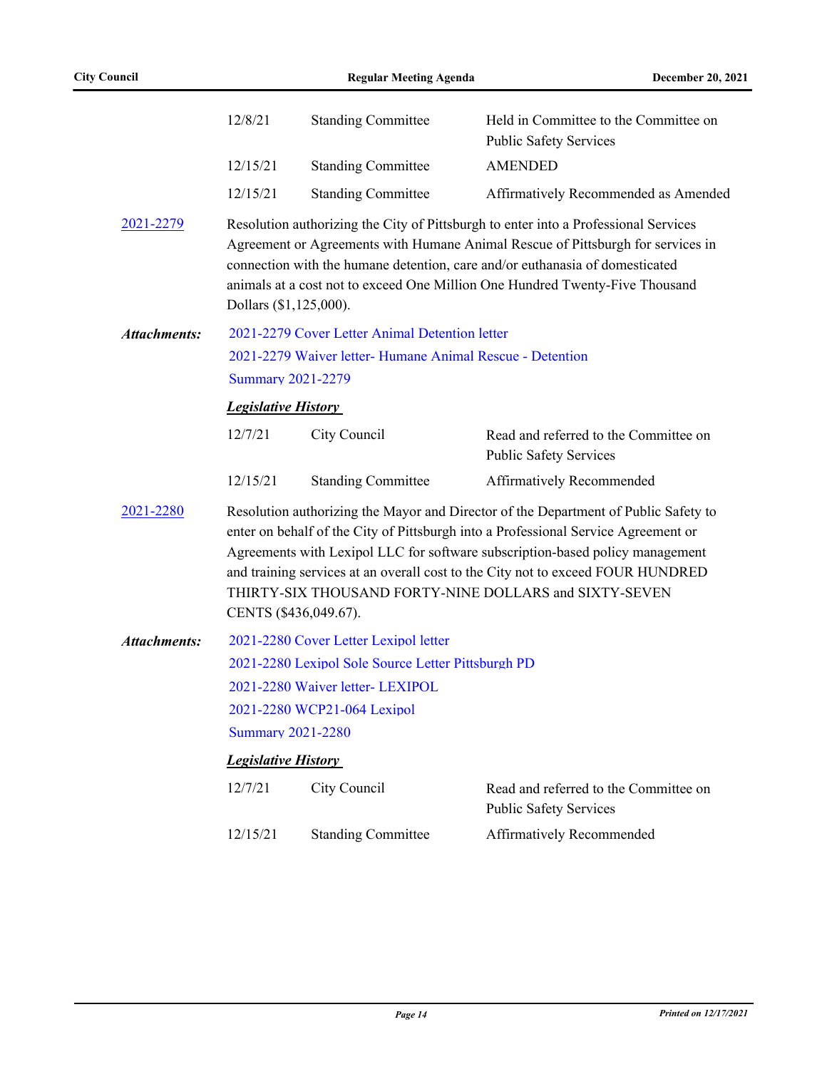| | | |
|---|---|---|
| 12/8/21 | Standing Committee | Held in Committee to the Committee on Public Safety Services |
| 12/15/21 | Standing Committee | AMENDED |
| 12/15/21 | Standing Committee | Affirmatively Recommended as Amended |

**2021-2279** Resolution authorizing the City of Pittsburgh to enter into a Professional Services Agreement or Agreements with Humane Animal Rescue of Pittsburgh for services in connection with the humane detention, care and/or euthanasia of domesticated animals at a cost not to exceed One Million One Hundred Twenty-Five Thousand Dollars ($1,125,000).

***Attachments:***

2021-2279 Cover Letter Animal Detention letter
2021-2279 Waiver letter- Humane Animal Rescue - Detention
Summary 2021-2279

***Legislative History***

| | | |
|---|---|---|
| 12/7/21 | City Council | Read and referred to the Committee on Public Safety Services |
| 12/15/21 | Standing Committee | Affirmatively Recommended |

**2021-2280** Resolution authorizing the Mayor and Director of the Department of Public Safety to enter on behalf of the City of Pittsburgh into a Professional Service Agreement or Agreements with Lexipol LLC for software subscription-based policy management and training services at an overall cost to the City not to exceed FOUR HUNDRED THIRTY-SIX THOUSAND FORTY-NINE DOLLARS and SIXTY-SEVEN CENTS ($436,049.67).

***Attachments:***

2021-2280 Cover Letter Lexipol letter
2021-2280 Lexipol Sole Source Letter Pittsburgh PD
2021-2280 Waiver letter- LEXIPOL
2021-2280 WCP21-064 Lexipol
Summary 2021-2280

***Legislative History***

| | | |
|---|---|---|
| 12/7/21 | City Council | Read and referred to the Committee on Public Safety Services |
| 12/15/21 | Standing Committee | Affirmatively Recommended |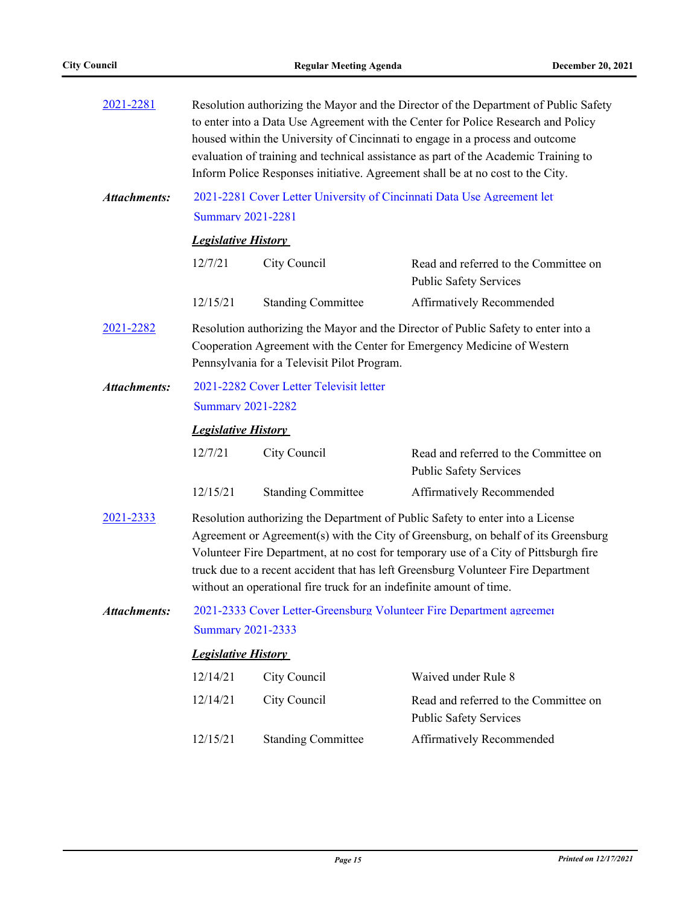[2021-2281](2021-2281) Resolution authorizing the Mayor and the Director of the Department of Public Safety to enter into a Data Use Agreement with the Center for Police Research and Policy housed within the University of Cincinnati to engage in a process and outcome evaluation of training and technical assistance as part of the Academic Training to Inform Police Responses initiative. Agreement shall be at no cost to the City.

***Attachments:*** 2021-2281 Cover Letter University of Cincinnati Data Use Agreement let
Summary 2021-2281

***Legislative History***

| | | |
|---|---|---|
| 12/7/21 | City Council | Read and referred to the Committee on Public Safety Services |
| 12/15/21 | Standing Committee | Affirmatively Recommended |

[2021-2282](2021-2282) Resolution authorizing the Mayor and the Director of Public Safety to enter into a Cooperation Agreement with the Center for Emergency Medicine of Western Pennsylvania for a Televisit Pilot Program.

***Attachments:*** 2021-2282 Cover Letter Televisit letter
Summary 2021-2282

***Legislative History***

| | | |
|---|---|---|
| 12/7/21 | City Council | Read and referred to the Committee on Public Safety Services |
| 12/15/21 | Standing Committee | Affirmatively Recommended |

[2021-2333](2021-2333) Resolution authorizing the Department of Public Safety to enter into a License Agreement or Agreement(s) with the City of Greensburg, on behalf of its Greensburg Volunteer Fire Department, at no cost for temporary use of a City of Pittsburgh fire truck due to a recent accident that has left Greensburg Volunteer Fire Department without an operational fire truck for an indefinite amount of time.

***Attachments:*** 2021-2333 Cover Letter-Greensburg Volunteer Fire Department agreemen
Summary 2021-2333

***Legislative History***

| | | |
|---|---|---|
| 12/14/21 | City Council | Waived under Rule 8 |
| 12/14/21 | City Council | Read and referred to the Committee on Public Safety Services |
| 12/15/21 | Standing Committee | Affirmatively Recommended |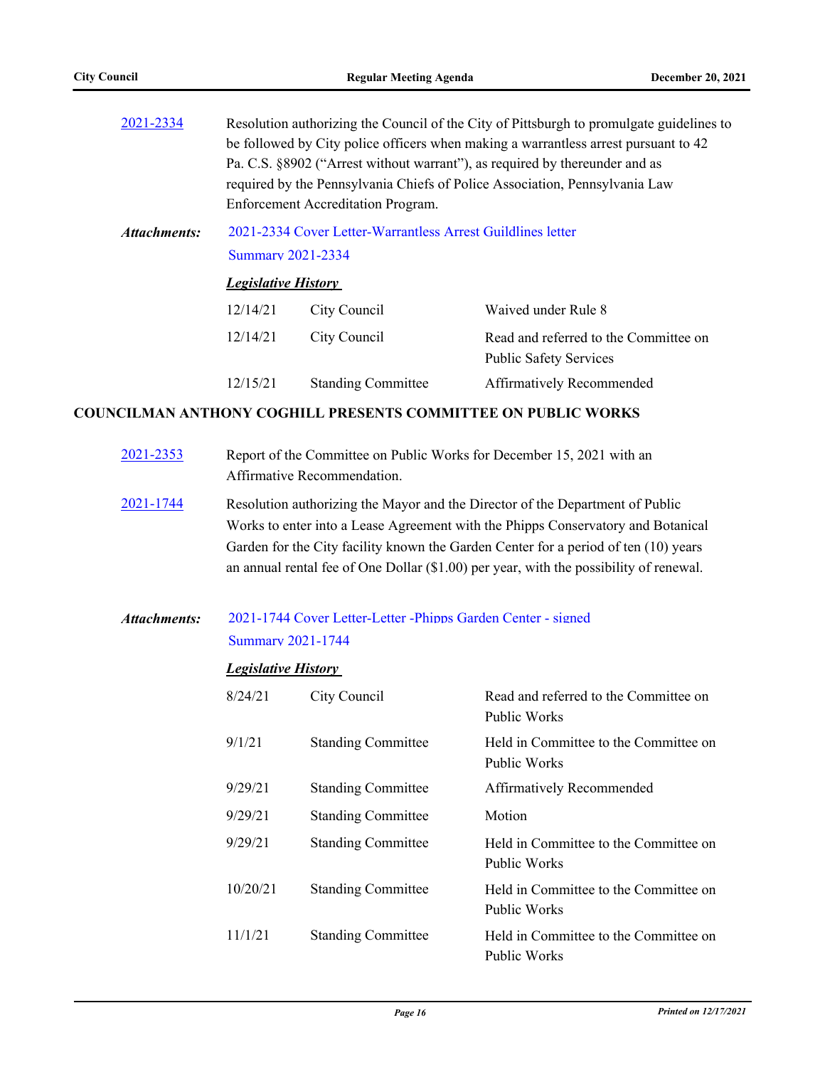2021-2334 Resolution authorizing the Council of the City of Pittsburgh to promulgate guidelines to be followed by City police officers when making a warrantless arrest pursuant to 42 Pa. C.S. §8902 ("Arrest without warrant"), as required by thereunder and as required by the Pennsylvania Chiefs of Police Association, Pennsylvania Law Enforcement Accreditation Program.

***Attachments:*** 2021-2334 Cover Letter-Warrantless Arrest Guildlines letter
Summary 2021-2334

***Legislative History***

| | | |
|---|---|---|
| 12/14/21 | City Council | Waived under Rule 8 |
| 12/14/21 | City Council | Read and referred to the Committee on Public Safety Services |
| 12/15/21 | Standing Committee | Affirmatively Recommended |

**COUNCILMAN ANTHONY COGHILL PRESENTS COMMITTEE ON PUBLIC WORKS**

2021-2353 Report of the Committee on Public Works for December 15, 2021 with an Affirmative Recommendation.

2021-1744 Resolution authorizing the Mayor and the Director of the Department of Public Works to enter into a Lease Agreement with the Phipps Conservatory and Botanical Garden for the City facility known the Garden Center for a period of ten (10) years an annual rental fee of One Dollar ($1.00) per year, with the possibility of renewal.

***Attachments:*** 2021-1744 Cover Letter-Letter -Phipps Garden Center - signed
Summary 2021-1744

***Legislative History***

| | | |
|---|---|---|
| 8/24/21 | City Council | Read and referred to the Committee on Public Works |
| 9/1/21 | Standing Committee | Held in Committee to the Committee on Public Works |
| 9/29/21 | Standing Committee | Affirmatively Recommended |
| 9/29/21 | Standing Committee | Motion |
| 9/29/21 | Standing Committee | Held in Committee to the Committee on Public Works |
| 10/20/21 | Standing Committee | Held in Committee to the Committee on Public Works |
| 11/1/21 | Standing Committee | Held in Committee to the Committee on Public Works |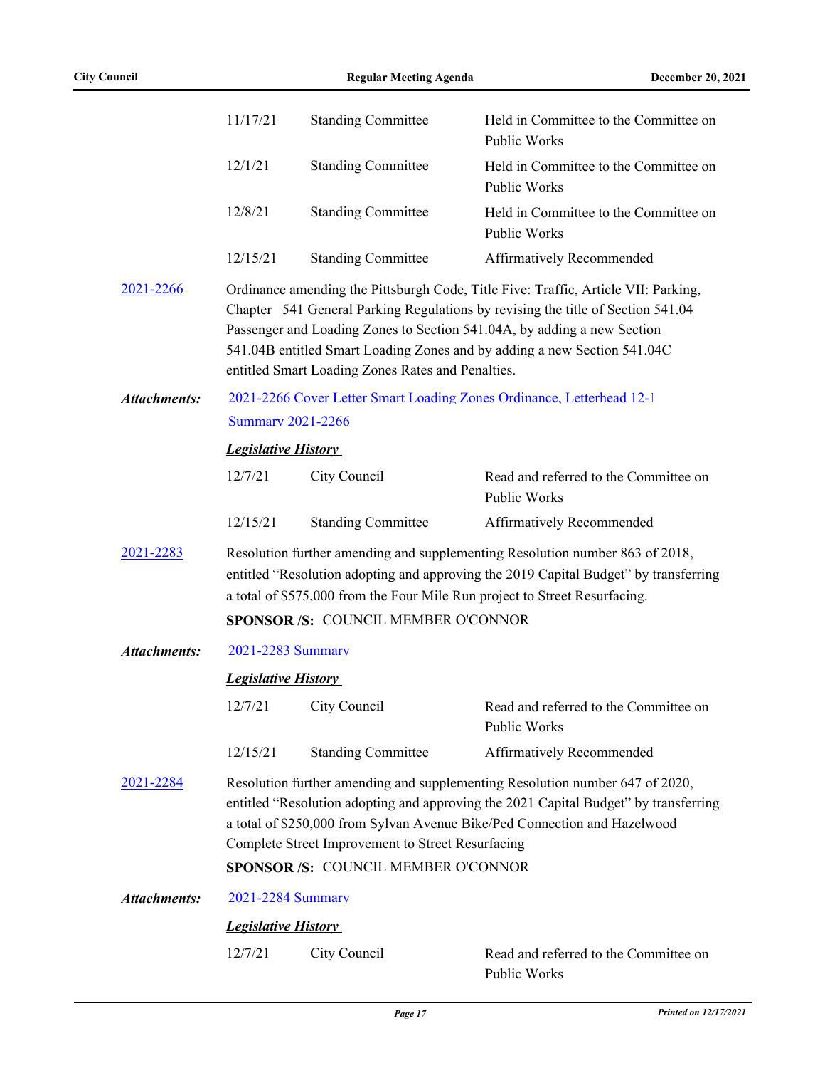| | | |
|---|---|---|
| 11/17/21 | Standing Committee | Held in Committee to the Committee on Public Works |
| 12/1/21 | Standing Committee | Held in Committee to the Committee on Public Works |
| 12/8/21 | Standing Committee | Held in Committee to the Committee on Public Works |
| 12/15/21 | Standing Committee | Affirmatively Recommended |

[2021-2266](2021-2266) Ordinance amending the Pittsburgh Code, Title Five: Traffic, Article VII: Parking, Chapter 541 General Parking Regulations by revising the title of Section 541.04 Passenger and Loading Zones to Section 541.04A, by adding a new Section 541.04B entitled Smart Loading Zones and by adding a new Section 541.04C entitled Smart Loading Zones Rates and Penalties.

***Attachments:*** 2021-2266 Cover Letter Smart Loading Zones Ordinance, Letterhead 12-1
Summary 2021-2266

***Legislative History***

| | | |
|---|---|---|
| 12/7/21 | City Council | Read and referred to the Committee on Public Works |
| 12/15/21 | Standing Committee | Affirmatively Recommended |

[2021-2283](2021-2283) Resolution further amending and supplementing Resolution number 863 of 2018, entitled "Resolution adopting and approving the 2019 Capital Budget" by transferring a total of $575,000 from the Four Mile Run project to Street Resurfacing.

**SPONSOR /S:** COUNCIL MEMBER O'CONNOR

***Attachments:*** 2021-2283 Summary

***Legislative History***

| | | |
|---|---|---|
| 12/7/21 | City Council | Read and referred to the Committee on Public Works |
| 12/15/21 | Standing Committee | Affirmatively Recommended |

[2021-2284](2021-2284) Resolution further amending and supplementing Resolution number 647 of 2020, entitled "Resolution adopting and approving the 2021 Capital Budget" by transferring a total of $250,000 from Sylvan Avenue Bike/Ped Connection and Hazelwood Complete Street Improvement to Street Resurfacing

**SPONSOR /S:** COUNCIL MEMBER O'CONNOR

***Attachments:*** 2021-2284 Summary

***Legislative History***

| | | |
|---|---|---|
| 12/7/21 | City Council | Read and referred to the Committee on Public Works |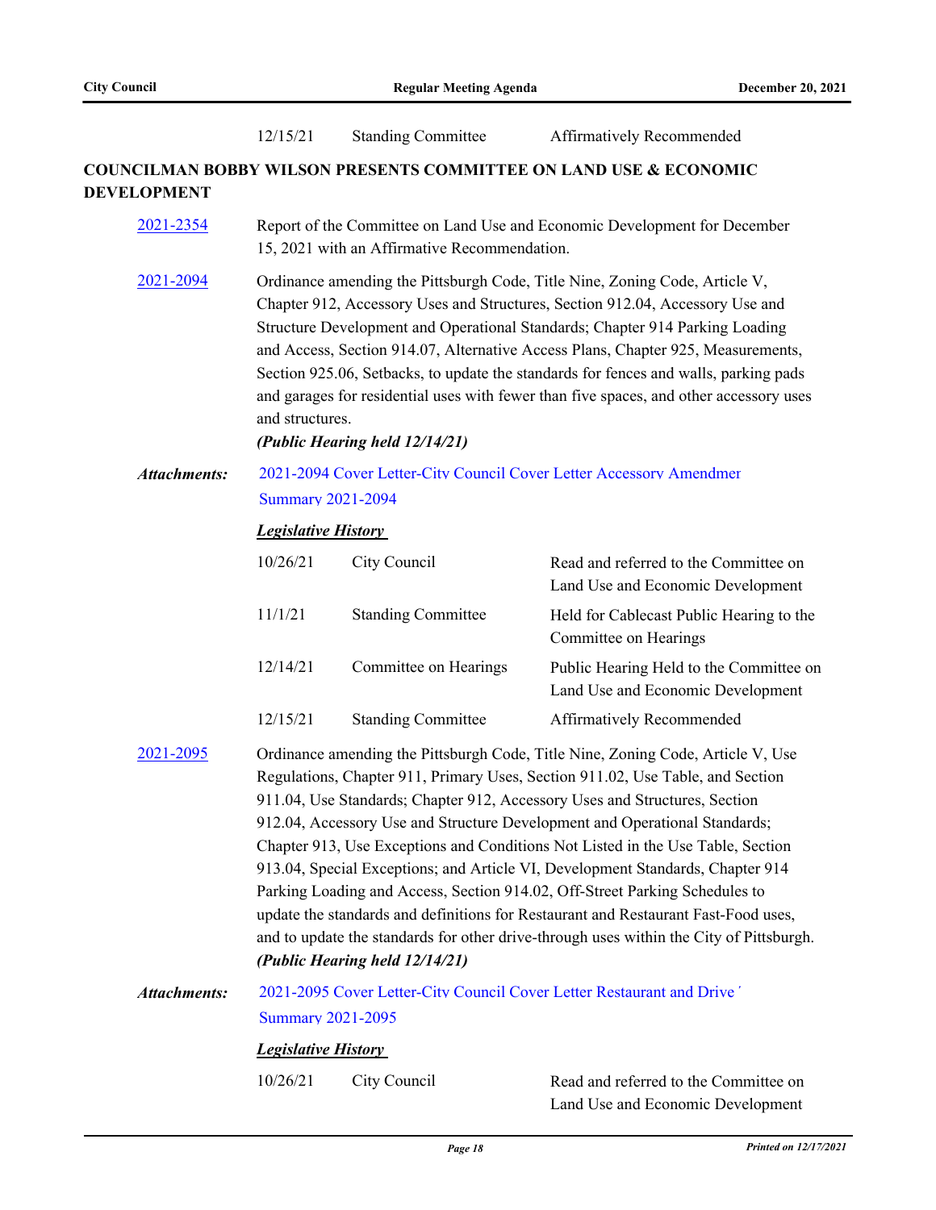| | | |
|---|---|---|
| 12/15/21 | Standing Committee | Affirmatively Recommended |

**COUNCILMAN BOBBY WILSON PRESENTS COMMITTEE ON LAND USE & ECONOMIC DEVELOPMENT**

2021-2354 — Report of the Committee on Land Use and Economic Development for December 15, 2021 with an Affirmative Recommendation.

2021-2094 — Ordinance amending the Pittsburgh Code, Title Nine, Zoning Code, Article V, Chapter 912, Accessory Uses and Structures, Section 912.04, Accessory Use and Structure Development and Operational Standards; Chapter 914 Parking Loading and Access, Section 914.07, Alternative Access Plans, Chapter 925, Measurements, Section 925.06, Setbacks, to update the standards for fences and walls, parking pads and garages for residential uses with fewer than five spaces, and other accessory uses and structures.
***(Public Hearing held 12/14/21)***

***Attachments:*** 2021-2094 Cover Letter-City Council Cover Letter Accessory Amendmer
Summary 2021-2094

***Legislative History***

| | | |
|---|---|---|
| 10/26/21 | City Council | Read and referred to the Committee on Land Use and Economic Development |
| 11/1/21 | Standing Committee | Held for Cablecast Public Hearing to the Committee on Hearings |
| 12/14/21 | Committee on Hearings | Public Hearing Held to the Committee on Land Use and Economic Development |
| 12/15/21 | Standing Committee | Affirmatively Recommended |

2021-2095 — Ordinance amending the Pittsburgh Code, Title Nine, Zoning Code, Article V, Use Regulations, Chapter 911, Primary Uses, Section 911.02, Use Table, and Section 911.04, Use Standards; Chapter 912, Accessory Uses and Structures, Section 912.04, Accessory Use and Structure Development and Operational Standards; Chapter 913, Use Exceptions and Conditions Not Listed in the Use Table, Section 913.04, Special Exceptions; and Article VI, Development Standards, Chapter 914 Parking Loading and Access, Section 914.02, Off-Street Parking Schedules to update the standards and definitions for Restaurant and Restaurant Fast-Food uses, and to update the standards for other drive-through uses within the City of Pittsburgh.
***(Public Hearing held 12/14/21)***

***Attachments:*** 2021-2095 Cover Letter-City Council Cover Letter Restaurant and Drive '
Summary 2021-2095

***Legislative History***

| | | |
|---|---|---|
| 10/26/21 | City Council | Read and referred to the Committee on Land Use and Economic Development |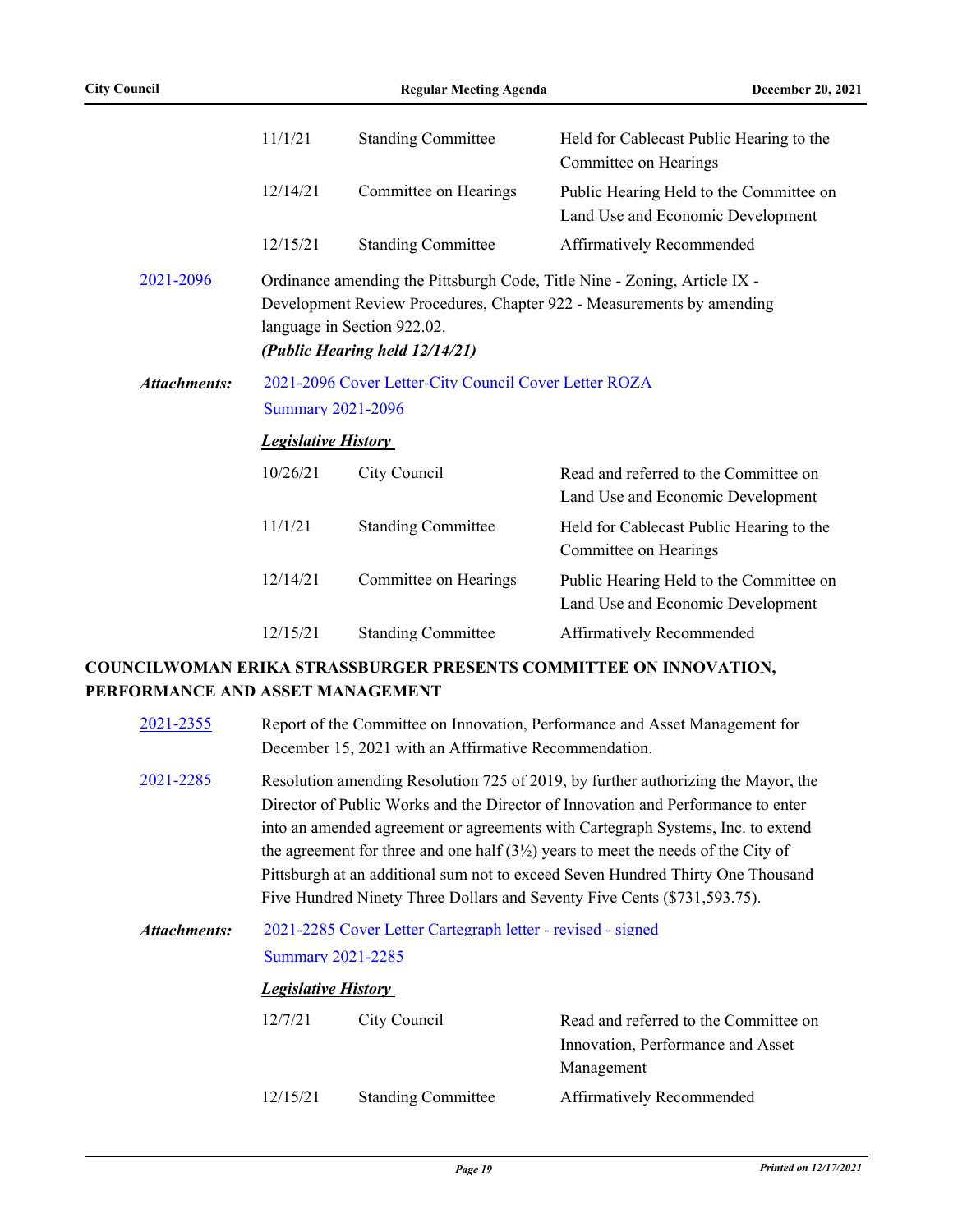| | | |
|---|---|---|
| 11/1/21 | Standing Committee | Held for Cablecast Public Hearing to the Committee on Hearings |
| 12/14/21 | Committee on Hearings | Public Hearing Held to the Committee on Land Use and Economic Development |
| 12/15/21 | Standing Committee | Affirmatively Recommended |

[2021-2096](2021-2096) Ordinance amending the Pittsburgh Code, Title Nine - Zoning, Article IX - Development Review Procedures, Chapter 922 - Measurements by amending language in Section 922.02.
***(Public Hearing held 12/14/21)***

***Attachments:*** 2021-2096 Cover Letter-City Council Cover Letter ROZA
Summary 2021-2096

***Legislative History***

| | | |
|---|---|---|
| 10/26/21 | City Council | Read and referred to the Committee on Land Use and Economic Development |
| 11/1/21 | Standing Committee | Held for Cablecast Public Hearing to the Committee on Hearings |
| 12/14/21 | Committee on Hearings | Public Hearing Held to the Committee on Land Use and Economic Development |
| 12/15/21 | Standing Committee | Affirmatively Recommended |

## COUNCILWOMAN ERIKA STRASSBURGER PRESENTS COMMITTEE ON INNOVATION, PERFORMANCE AND ASSET MANAGEMENT

2021-2355 Report of the Committee on Innovation, Performance and Asset Management for December 15, 2021 with an Affirmative Recommendation.

2021-2285 Resolution amending Resolution 725 of 2019, by further authorizing the Mayor, the Director of Public Works and the Director of Innovation and Performance to enter into an amended agreement or agreements with Cartegraph Systems, Inc. to extend the agreement for three and one half (3½) years to meet the needs of the City of Pittsburgh at an additional sum not to exceed Seven Hundred Thirty One Thousand Five Hundred Ninety Three Dollars and Seventy Five Cents ($731,593.75).

***Attachments:*** 2021-2285 Cover Letter Cartegraph letter - revised - signed
Summary 2021-2285

***Legislative History***

| | | |
|---|---|---|
| 12/7/21 | City Council | Read and referred to the Committee on Innovation, Performance and Asset Management |
| 12/15/21 | Standing Committee | Affirmatively Recommended |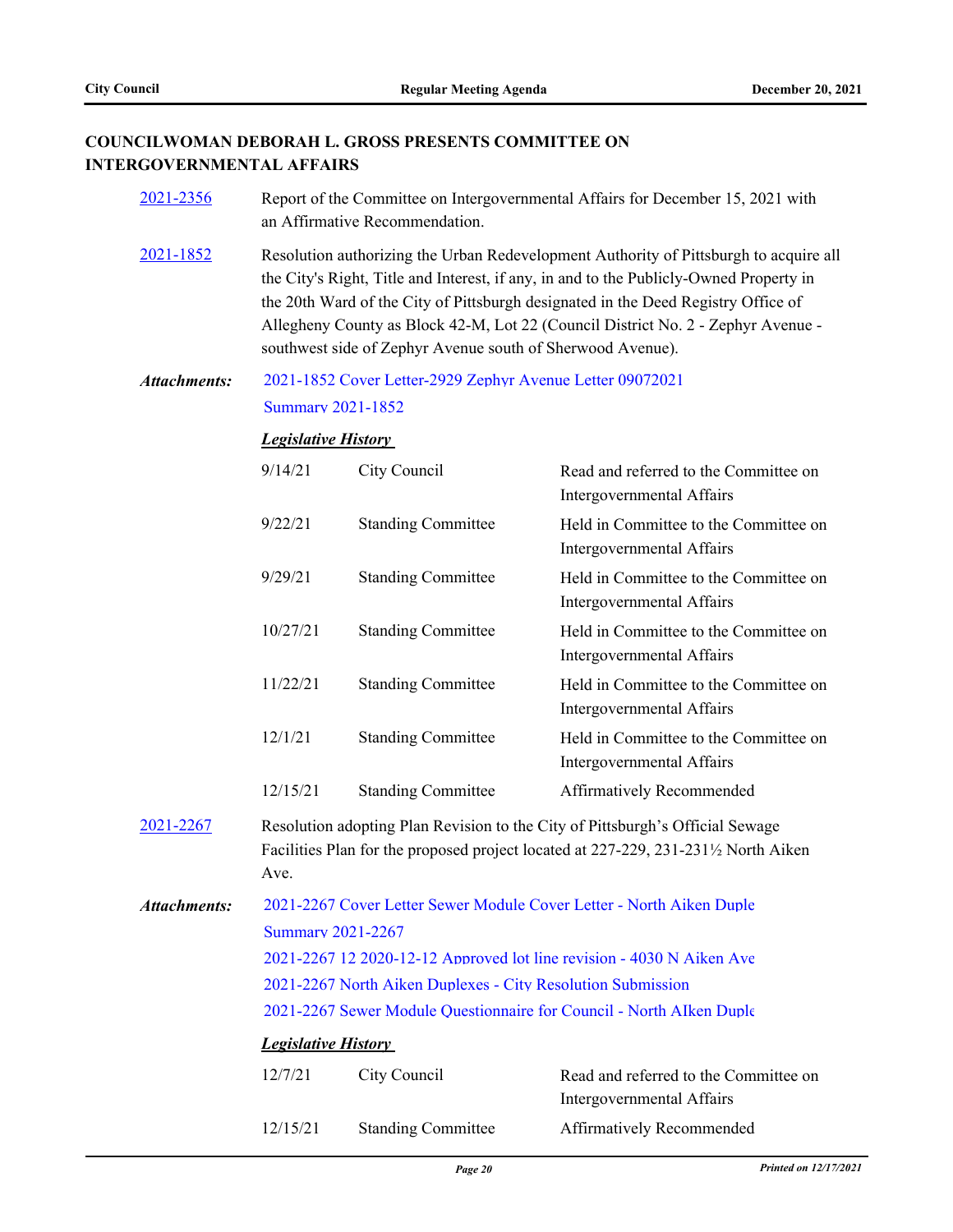## COUNCILWOMAN DEBORAH L. GROSS PRESENTS COMMITTEE ON INTERGOVERNMENTAL AFFAIRS

**2021-2356** Report of the Committee on Intergovernmental Affairs for December 15, 2021 with an Affirmative Recommendation.

**2021-1852** Resolution authorizing the Urban Redevelopment Authority of Pittsburgh to acquire all the City's Right, Title and Interest, if any, in and to the Publicly-Owned Property in the 20th Ward of the City of Pittsburgh designated in the Deed Registry Office of Allegheny County as Block 42-M, Lot 22 (Council District No. 2 - Zephyr Avenue - southwest side of Zephyr Avenue south of Sherwood Avenue).

***Attachments:*** 2021-1852 Cover Letter-2929 Zephyr Avenue Letter 09072021
Summary 2021-1852

***Legislative History***

| | | |
|---|---|---|
| 9/14/21 | City Council | Read and referred to the Committee on Intergovernmental Affairs |
| 9/22/21 | Standing Committee | Held in Committee to the Committee on Intergovernmental Affairs |
| 9/29/21 | Standing Committee | Held in Committee to the Committee on Intergovernmental Affairs |
| 10/27/21 | Standing Committee | Held in Committee to the Committee on Intergovernmental Affairs |
| 11/22/21 | Standing Committee | Held in Committee to the Committee on Intergovernmental Affairs |
| 12/1/21 | Standing Committee | Held in Committee to the Committee on Intergovernmental Affairs |
| 12/15/21 | Standing Committee | Affirmatively Recommended |

**2021-2267** Resolution adopting Plan Revision to the City of Pittsburgh's Official Sewage Facilities Plan for the proposed project located at 227-229, 231-231½ North Aiken Ave.

***Attachments:*** 2021-2267 Cover Letter Sewer Module Cover Letter - North Aiken Duple
Summary 2021-2267
2021-2267 12 2020-12-12 Approved lot line revision - 4030 N Aiken Ave
2021-2267 North Aiken Duplexes - City Resolution Submission
2021-2267 Sewer Module Questionnaire for Council - North AIken Duple

***Legislative History***

| | | |
|---|---|---|
| 12/7/21 | City Council | Read and referred to the Committee on Intergovernmental Affairs |
| 12/15/21 | Standing Committee | Affirmatively Recommended |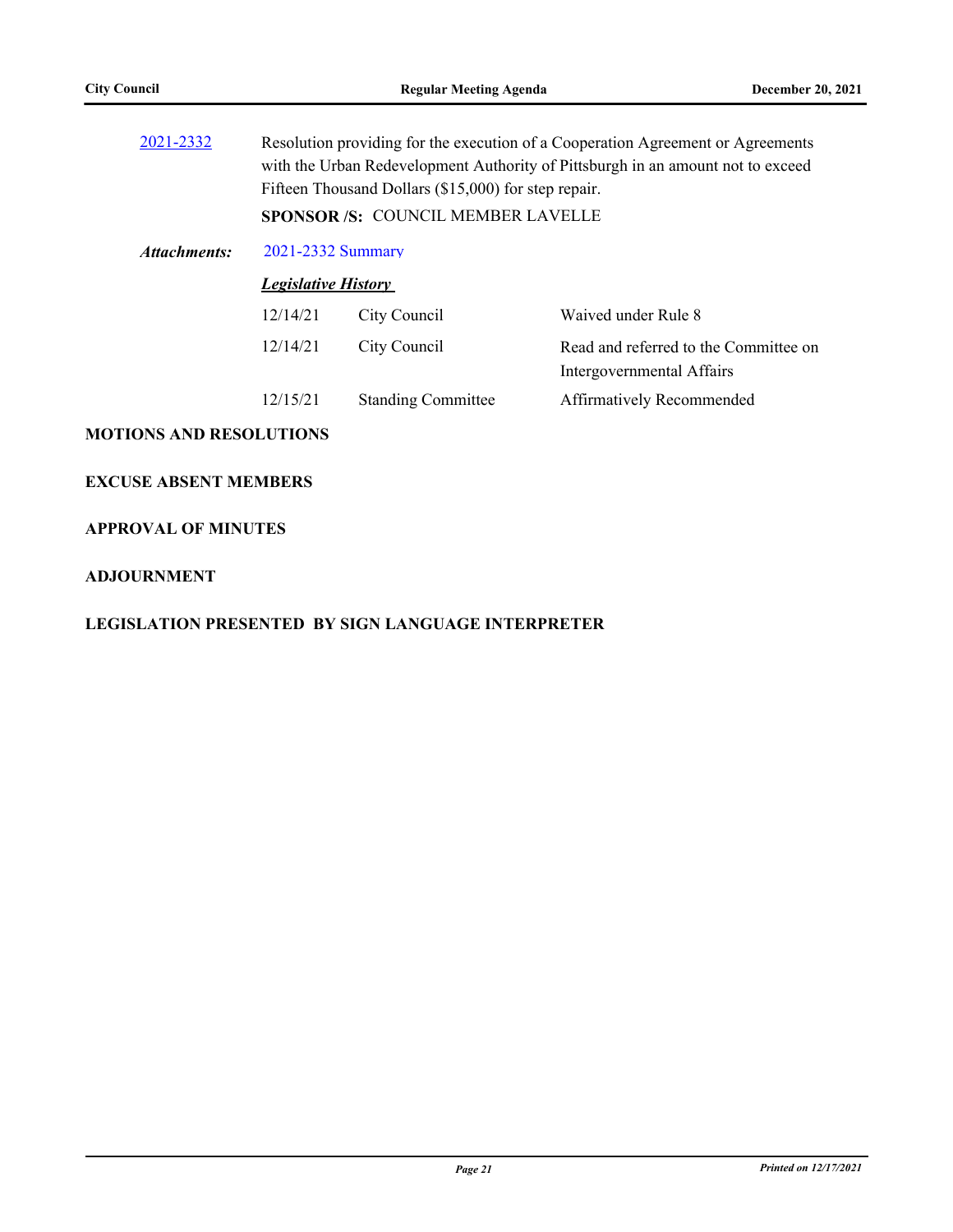2021-2332 Resolution providing for the execution of a Cooperation Agreement or Agreements with the Urban Redevelopment Authority of Pittsburgh in an amount not to exceed Fifteen Thousand Dollars ($15,000) for step repair.

**SPONSOR /S:** COUNCIL MEMBER LAVELLE

***Attachments:*** 2021-2332 Summary

***Legislative History***

| | | |
|---|---|---|
| 12/14/21 | City Council | Waived under Rule 8 |
| 12/14/21 | City Council | Read and referred to the Committee on Intergovernmental Affairs |
| 12/15/21 | Standing Committee | Affirmatively Recommended |

**MOTIONS AND RESOLUTIONS**

**EXCUSE ABSENT MEMBERS**

**APPROVAL OF MINUTES**

**ADJOURNMENT**

**LEGISLATION PRESENTED BY SIGN LANGUAGE INTERPRETER**